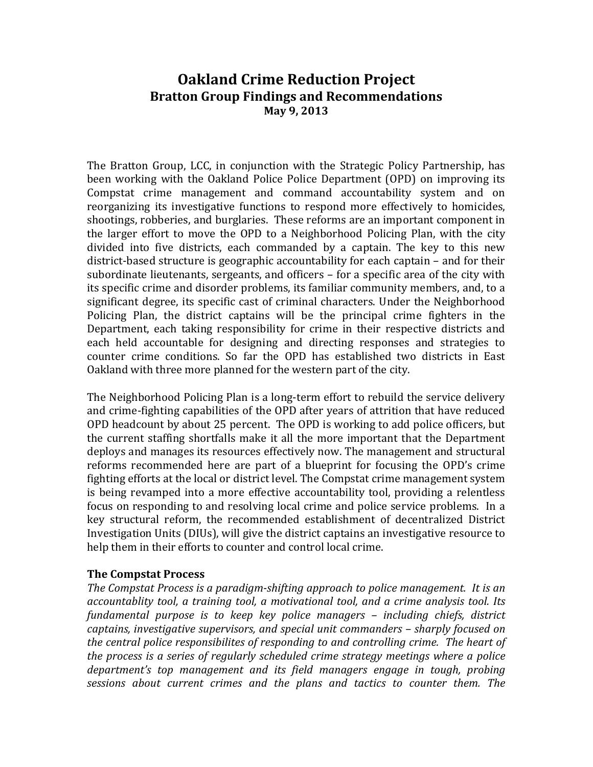# Oakland Crime Reduction Project

## Bratton Group Findings and Recommendations

**May 9, 2013**

The Bratton Group, LCC, in conjunction with the Strategic Policy Partnership, has been working with the Oakland Police Police Department (OPD) on improving its Compstat crime management and command accountability system and on reorganizing its investigative functions to respond more effectively to homicides, shootings, robberies, and burglaries. These reforms are an important component in the larger effort to move the OPD to a Neighborhood Policing Plan, with the city divided into five districts, each commanded by a captain. The key to this new district-based structure is geographic accountability for each captain – and for their subordinate lieutenants, sergeants, and officers – for a specific area of the city with its specific crime and disorder problems, its familiar community members, and, to a significant degree, its specific cast of criminal characters. Under the Neighborhood Policing Plan, the district captains will be the principal crime fighters in the Department, each taking responsibility for crime in their respective districts and each held accountable for designing and directing responses and strategies to counter crime conditions. So far the OPD has established two districts in East Oakland with three more planned for the western part of the city.

The Neighborhood Policing Plan is a long-term effort to rebuild the service delivery and crime-fighting capabilities of the OPD after years of attrition that have reduced OPD headcount by about 25 percent. The OPD is working to add police officers, but the current staffing shortfalls make it all the more important that the Department deploys and manages its resources effectively now. The management and structural reforms recommended here are part of a blueprint for focusing the OPD's crime fighting efforts at the local or district level. The Compstat crime management system is being revamped into a more effective accountability tool, providing a relentless focus on responding to and resolving local crime and police service problems. In a key structural reform, the recommended establishment of decentralized District Investigation Units (DIUs), will give the district captains an investigative resource to help them in their efforts to counter and control local crime.

### The Compstat Process

*The Compstat Process is a paradigm-shifting approach to police management. It is an accountablity tool, a training tool, a motivational tool, and a crime analysis tool. Its fundamental purpose is to keep key police managers – including chiefs, district captains, investigative supervisors, and special unit commanders – sharply focused on the central police responsibilites of responding to and controlling crime. The heart of the process is a series of regularly scheduled crime strategy meetings where a police department's top management and its field managers engage in tough, probing sessions about current crimes and the plans and tactics to counter them. The*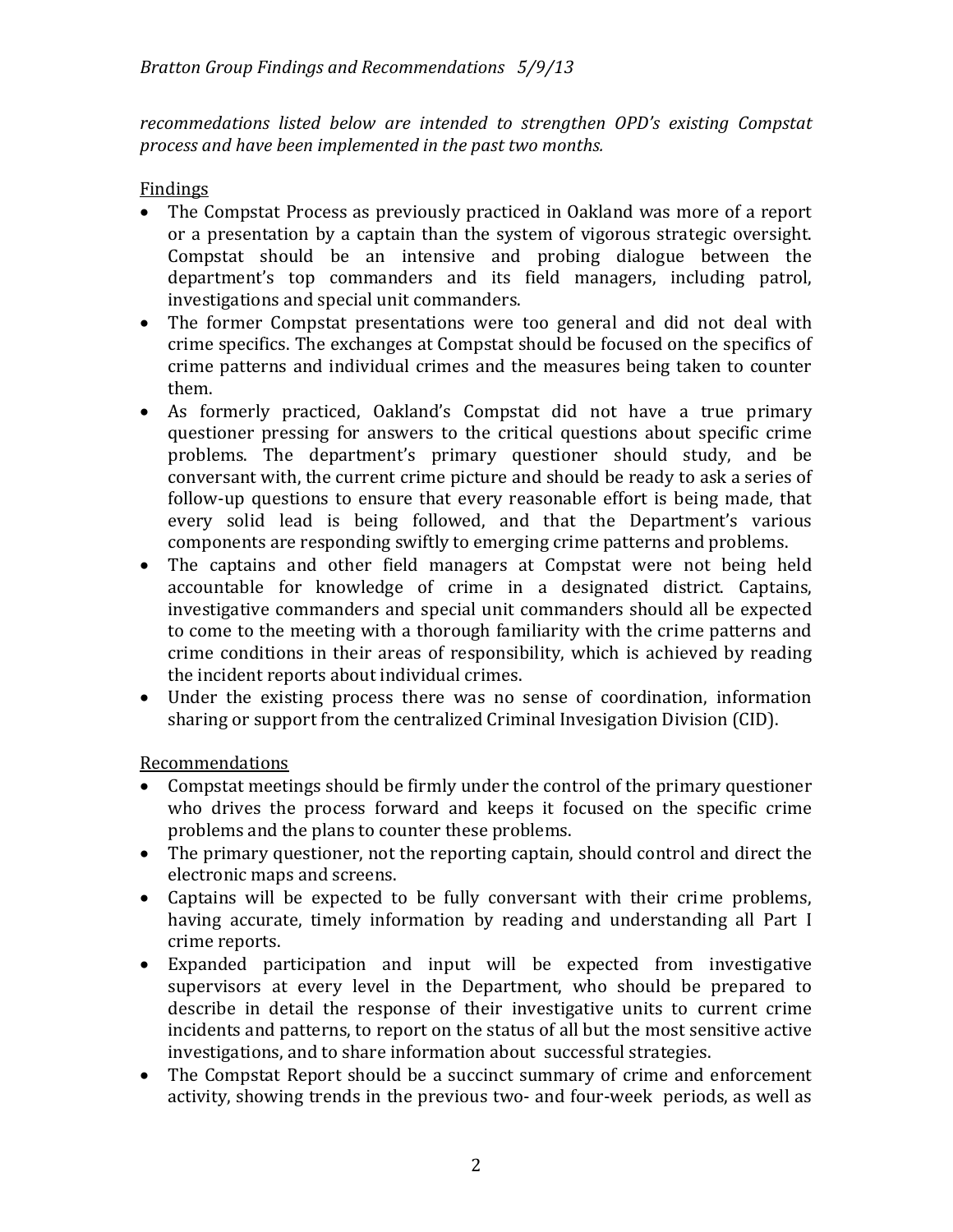*recommendations listed below are intended to strengthen OPD's existing Compstat process and have been implemented in the past two months.*

Findings

- The Compstat Process as previously practiced in Oakland was more of a report or a presentation by a captain than the system of vigorous strategic oversight. Compstat should be an intensive and probing dialogue between the department's top commanders and its field managers, including patrol, investigations and special unit commanders.
- The former Compstat presentations were too general and did not deal with crime specifics. The exchanges at Compstat should be focused on the specifics of crime patterns and individual crimes and the measures being taken to counter them.
- As formerly practiced, Oakland's Compstat did not have a true primary questioner pressing for answers to the critical questions about specific crime problems. The department's primary questioner should study, and be conversant with, the current crime picture and should be ready to ask a series of follow-up questions to ensure that every reasonable effort is being made, that every solid lead is being followed, and that the Department's various components are responding swiftly to emerging crime patterns and problems.
- The captains and other field managers at Compstat were not being held accountable for knowledge of crime in a designated district. Captains, investigative commanders and special unit commanders should all be expected to come to the meeting with a thorough familiarity with the crime patterns and crime conditions in their areas of responsibility, which is achieved by reading the incident reports about individual crimes.
- Under the existing process there was no sense of coordination, information sharing or support from the centralized Criminal Invesigation Division (CID).

Recommendations

- Compstat meetings should be firmly under the control of the primary questioner who drives the process forward and keeps it focused on the specific crime problems and the plans to counter these problems.
- The primary questioner, not the reporting captain, should control and direct the electronic maps and screens.
- Captains will be expected to be fully conversant with their crime problems, having accurate, timely information by reading and understanding all Part I crime reports.
- Expanded participation and input will be expected from investigative supervisors at every level in the Department, who should be prepared to describe in detail the response of their investigative units to current crime incidents and patterns, to report on the status of all but the most sensitive active investigations, and to share information about successful strategies.
- The Compstat Report should be a succinct summary of crime and enforcement activity, showing trends in the previous two- and four-week periods, as well as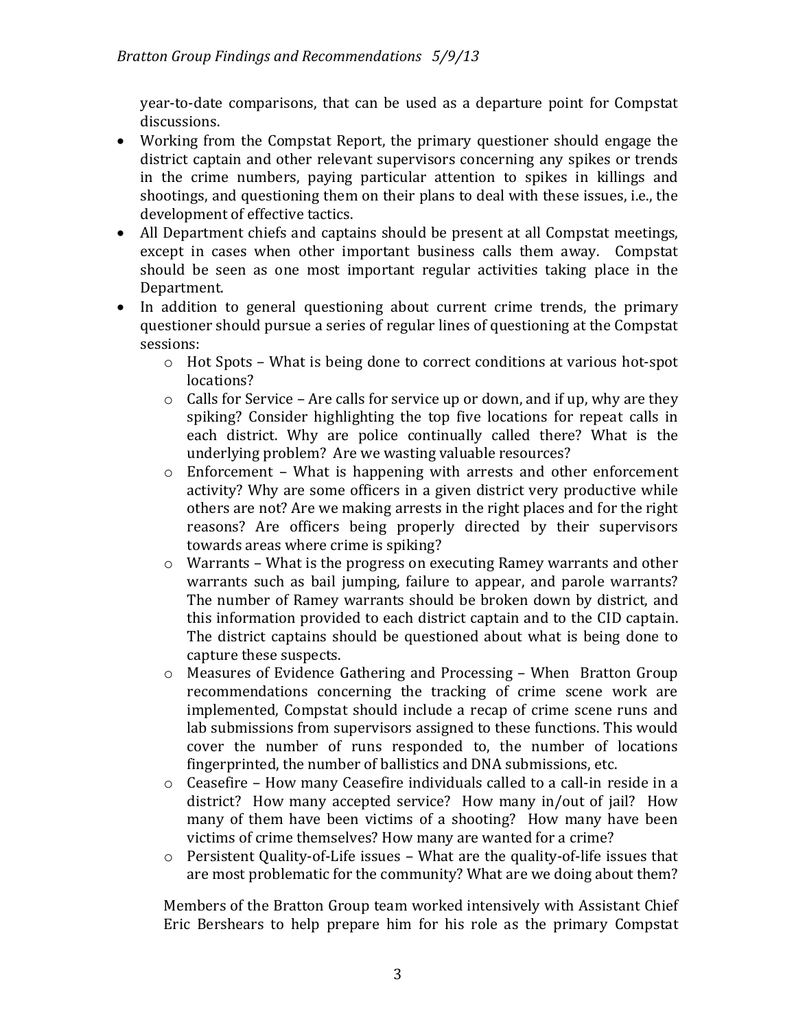year-to-date comparisons, that can be used as a departure point for Compstat discussions.

- Working from the Compstat Report, the primary questioner should engage the district captain and other relevant supervisors concerning any spikes or trends in the crime numbers, paying particular attention to spikes in killings and shootings, and questioning them on their plans to deal with these issues, i.e., the development of effective tactics.
- All Department chiefs and captains should be present at all Compstat meetings, except in cases when other important business calls them away. Compstat should be seen as one most important regular activities taking place in the Department.
- In addition to general questioning about current crime trends, the primary questioner should pursue a series of regular lines of questioning at the Compstat sessions:
    - Hot Spots – What is being done to correct conditions at various hot-spot locations?
    - Calls for Service – Are calls for service up or down, and if up, why are they spiking? Consider highlighting the top five locations for repeat calls in each district. Why are police continually called there? What is the underlying problem? Are we wasting valuable resources?
    - Enforcement – What is happening with arrests and other enforcement activity? Why are some officers in a given district very productive while others are not? Are we making arrests in the right places and for the right reasons? Are officers being properly directed by their supervisors towards areas where crime is spiking?
    - Warrants – What is the progress on executing Ramey warrants and other warrants such as bail jumping, failure to appear, and parole warrants? The number of Ramey warrants should be broken down by district, and this information provided to each district captain and to the CID captain. The district captains should be questioned about what is being done to capture these suspects.
    - Measures of Evidence Gathering and Processing – When Bratton Group recommendations concerning the tracking of crime scene work are implemented, Compstat should include a recap of crime scene runs and lab submissions from supervisors assigned to these functions. This would cover the number of runs responded to, the number of locations fingerprinted, the number of ballistics and DNA submissions, etc.
    - Ceasefire – How many Ceasefire individuals called to a call-in reside in a district? How many accepted service? How many in/out of jail? How many of them have been victims of a shooting? How many have been victims of crime themselves? How many are wanted for a crime?
    - Persistent Quality-of-Life issues – What are the quality-of-life issues that are most problematic for the community? What are we doing about them?

Members of the Bratton Group team worked intensively with Assistant Chief Eric Bershears to help prepare him for his role as the primary Compstat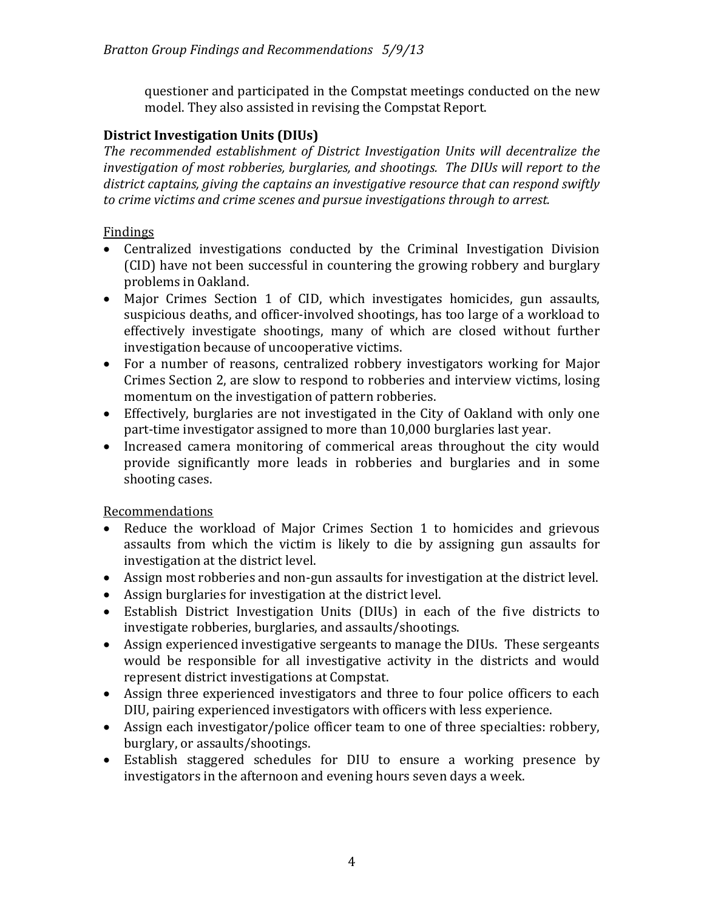questioner and participated in the Compstat meetings conducted on the new model. They also assisted in revising the Compstat Report.

## District Investigation Units (DIUs)

*The recommended establishment of District Investigation Units will decentralize the investigation of most robberies, burglaries, and shootings. The DIUs will report to the district captains, giving the captains an investigative resource that can respond swiftly to crime victims and crime scenes and pursue investigations through to arrest.*

Findings

- Centralized investigations conducted by the Criminal Investigation Division (CID) have not been successful in countering the growing robbery and burglary problems in Oakland.
- Major Crimes Section 1 of CID, which investigates homicides, gun assaults, suspicious deaths, and officer-involved shootings, has too large of a workload to effectively investigate shootings, many of which are closed without further investigation because of uncooperative victims.
- For a number of reasons, centralized robbery investigators working for Major Crimes Section 2, are slow to respond to robberies and interview victims, losing momentum on the investigation of pattern robberies.
- Effectively, burglaries are not investigated in the City of Oakland with only one part-time investigator assigned to more than 10,000 burglaries last year.
- Increased camera monitoring of commerical areas throughout the city would provide significantly more leads in robberies and burglaries and in some shooting cases.

Recommendations

- Reduce the workload of Major Crimes Section 1 to homicides and grievous assaults from which the victim is likely to die by assigning gun assaults for investigation at the district level.
- Assign most robberies and non-gun assaults for investigation at the district level.
- Assign burglaries for investigation at the district level.
- Establish District Investigation Units (DIUs) in each of the five districts to investigate robberies, burglaries, and assaults/shootings.
- Assign experienced investigative sergeants to manage the DIUs. These sergeants would be responsible for all investigative activity in the districts and would represent district investigations at Compstat.
- Assign three experienced investigators and three to four police officers to each DIU, pairing experienced investigators with officers with less experience.
- Assign each investigator/police officer team to one of three specialties: robbery, burglary, or assaults/shootings.
- Establish staggered schedules for DIU to ensure a working presence by investigators in the afternoon and evening hours seven days a week.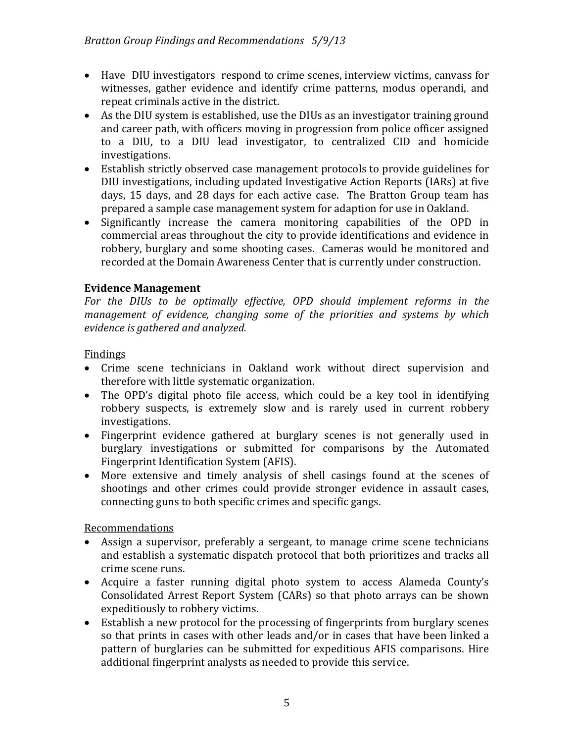- Have DIU investigators respond to crime scenes, interview victims, canvass for witnesses, gather evidence and identify crime patterns, modus operandi, and repeat criminals active in the district.
- As the DIU system is established, use the DIUs as an investigator training ground and career path, with officers moving in progression from police officer assigned to a DIU, to a DIU lead investigator, to centralized CID and homicide investigations.
- Establish strictly observed case management protocols to provide guidelines for DIU investigations, including updated Investigative Action Reports (IARs) at five days, 15 days, and 28 days for each active case. The Bratton Group team has prepared a sample case management system for adaption for use in Oakland.
- Significantly increase the camera monitoring capabilities of the OPD in commercial areas throughout the city to provide identifications and evidence in robbery, burglary and some shooting cases. Cameras would be monitored and recorded at the Domain Awareness Center that is currently under construction.

**Evidence Management**

*For the DIUs to be optimally effective, OPD should implement reforms in the management of evidence, changing some of the priorities and systems by which evidence is gathered and analyzed.*

<u>Findings</u>

- Crime scene technicians in Oakland work without direct supervision and therefore with little systematic organization.
- The OPD's digital photo file access, which could be a key tool in identifying robbery suspects, is extremely slow and is rarely used in current robbery investigations.
- Fingerprint evidence gathered at burglary scenes is not generally used in burglary investigations or submitted for comparisons by the Automated Fingerprint Identification System (AFIS).
- More extensive and timely analysis of shell casings found at the scenes of shootings and other crimes could provide stronger evidence in assault cases, connecting guns to both specific crimes and specific gangs.

<u>Recommendations</u>

- Assign a supervisor, preferably a sergeant, to manage crime scene technicians and establish a systematic dispatch protocol that both prioritizes and tracks all crime scene runs.
- Acquire a faster running digital photo system to access Alameda County's Consolidated Arrest Report System (CARs) so that photo arrays can be shown expeditiously to robbery victims.
- Establish a new protocol for the processing of fingerprints from burglary scenes so that prints in cases with other leads and/or in cases that have been linked a pattern of burglaries can be submitted for expeditious AFIS comparisons. Hire additional fingerprint analysts as needed to provide this service.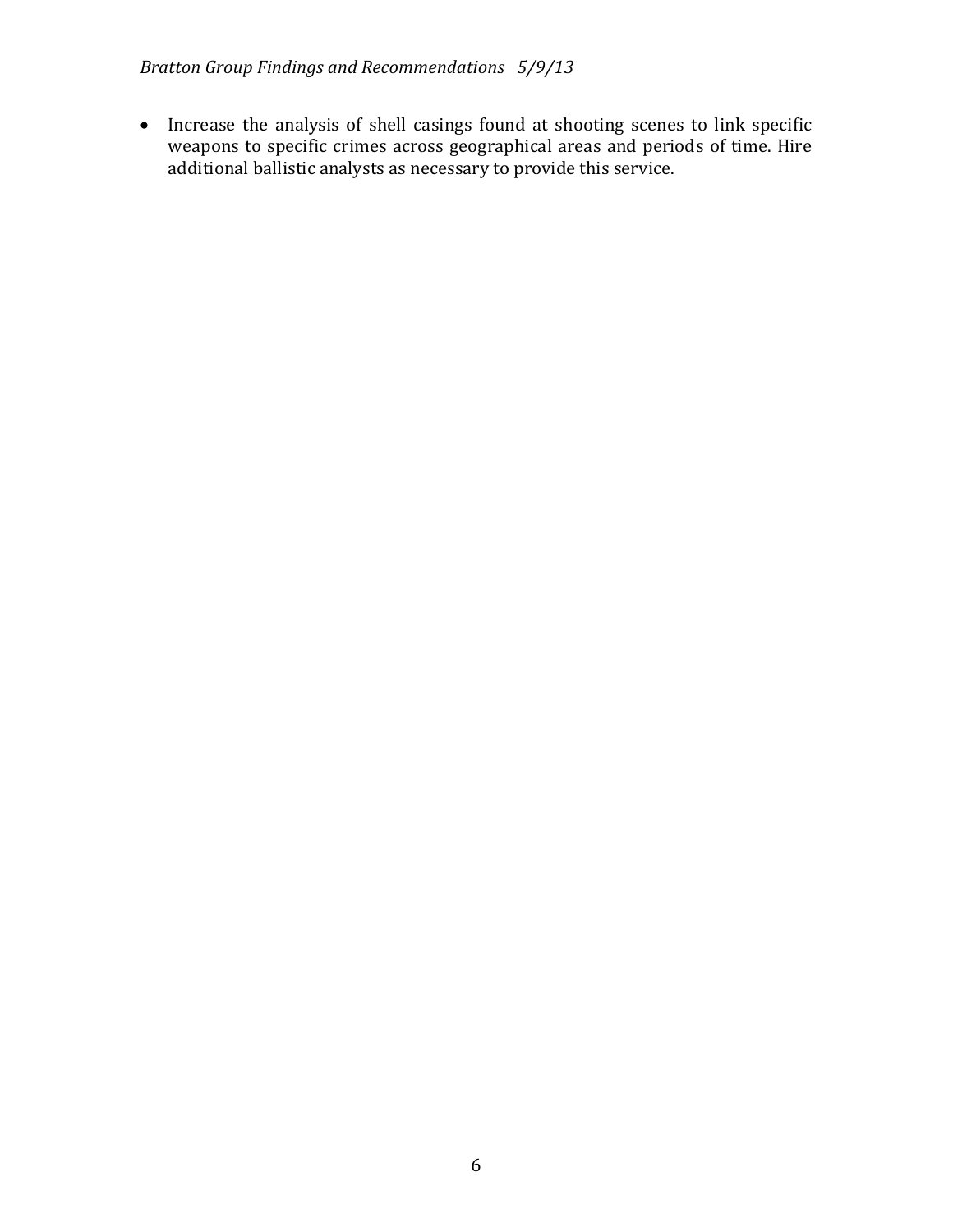- Increase the analysis of shell casings found at shooting scenes to link specific weapons to specific crimes across geographical areas and periods of time. Hire additional ballistic analysts as necessary to provide this service.